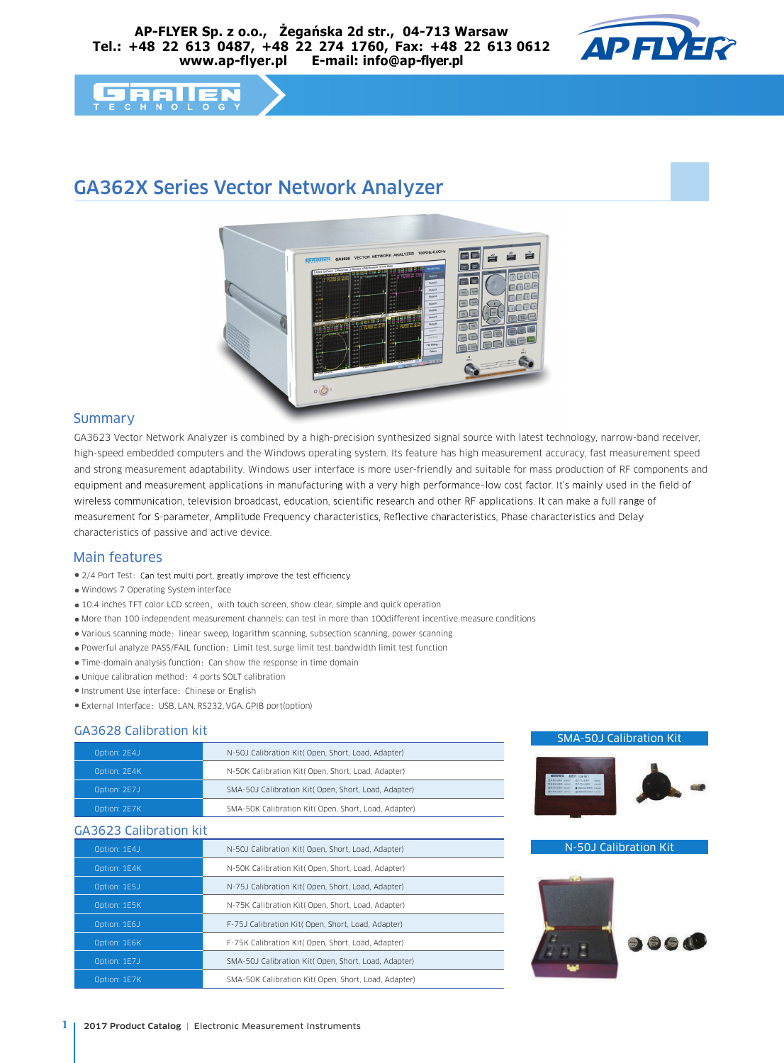AP-FLYER Sp. z o.o., Żegańska 2d str., 04-713 Warsaw
Tel.: +48 22 613 0487, +48 22 274 1760, Fax: +48 22 613 0612
www.ap-flyer.pl E-mail: info@ap-flyer.pl

# GA362X Series Vector Network Analyzer

## Summary

GA3623 Vector Network Analyzer is combined by a high-precision synthesized signal source with latest technology, narrow-band receiver, high-speed embedded computers and the Windows operating system. Its feature has high measurement accuracy, fast measurement speed and strong measurement adaptability. Windows user interface is more user-friendly and suitable for mass production of RF components and equipment and measurement applications in manufacturing with a very high performance-low cost factor. It's mainly used in the field of wireless communication, television broadcast, education, scientific research and other RF applications. It can make a full range of measurement for S-parameter, Amplitude Frequency characteristics, Reflective characteristics, Phase characteristics and Delay characteristics of passive and active device.

## Main features

- 2/4 Port Test: Can test multi port, greatly improve the test efficiency
- Windows 7 Operating System interface
- 10.4 inches TFT color LCD screen, with touch screen, show clear, simple and quick operation
- More than 100 independent measurement channels: can test in more than 100different incentive measure conditions
- Various scanning mode: linear sweep, logarithm scanning, subsection scanning, power scanning
- Powerful analyze PASS/FAIL function: Limit test, surge limit test, bandwidth limit test function
- Time-domain analysis function: Can show the response in time domain
- Unique calibration method: 4 ports SOLT calibration
- Instrument Use interface: Chinese or English
- External Interface: USB, LAN, RS232, VGA, GPIB port(option)

## GA3628 Calibration kit

| Option | Description |
|---|---|
| Option: 2E4J | N-50J Calibration Kit( Open, Short, Load, Adapter) |
| Option: 2E4K | N-50K Calibration Kit( Open, Short, Load, Adapter) |
| Option: 2E7J | SMA-50J Calibration Kit( Open, Short, Load, Adapter) |
| Option: 2E7K | SMA-50K Calibration Kit( Open, Short, Load, Adapter) |

## GA3623 Calibration kit

| Option | Description |
|---|---|
| Option: 1E4J | N-50J Calibration Kit( Open, Short, Load, Adapter) |
| Option: 1E4K | N-50K Calibration Kit( Open, Short, Load, Adapter) |
| Option: 1E5J | N-75J Calibration Kit( Open, Short, Load, Adapter) |
| Option: 1E5K | N-75K Calibration Kit( Open, Short, Load, Adapter) |
| Option: 1E6J | F-75J Calibration Kit( Open, Short, Load, Adapter) |
| Option: 1E6K | F-75K Calibration Kit( Open, Short, Load, Adapter) |
| Option: 1E7J | SMA-50J Calibration Kit( Open, Short, Load, Adapter) |
| Option: 1E7K | SMA-50K Calibration Kit( Open, Short, Load, Adapter) |

SMA-50J Calibration Kit

N-50J Calibration Kit

2017 Product Catalog | Electronic Measurement Instruments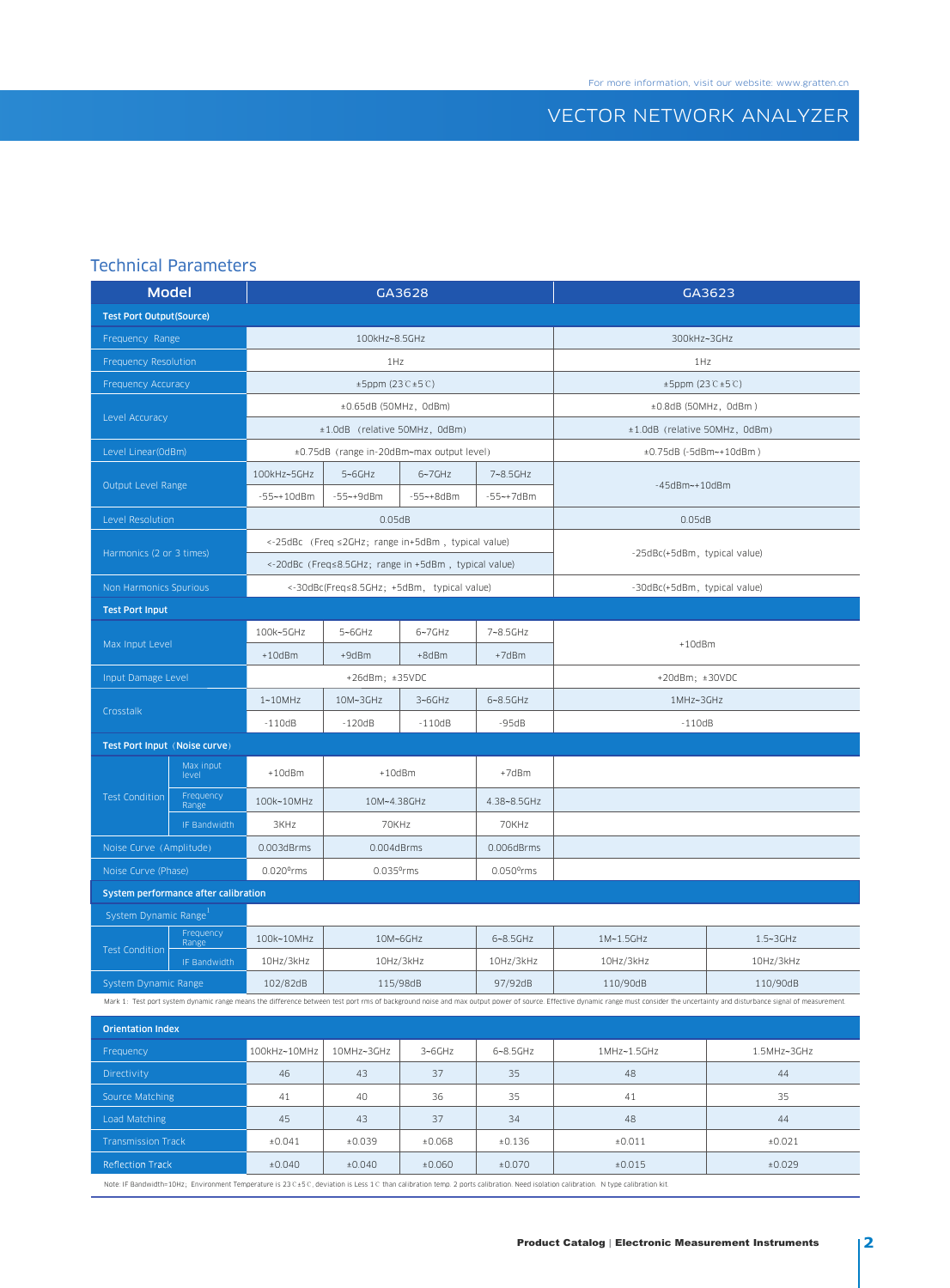VECTOR NETWORK ANALYZER

## Technical Parameters

| Model | | GA3628 | | | | GA3623 | |
|---|---|---|---|---|---|---|---|
| **Test Port Output(Source)** | | | | | | | |
| Frequency Range | | 100kHz~8.5GHz | | | | 300kHz~3GHz | |
| Frequency Resolution | | 1Hz | | | | 1Hz | |
| Frequency Accuracy | | ±5ppm (23℃±5℃) | | | | ±5ppm (23℃±5℃) | |
| Level Accuracy | | ±0.65dB (50MHz, 0dBm) | | | | ±0.8dB (50MHz, 0dBm) | |
| | | ±1.0dB (relative 50MHz, 0dBm) | | | | ±1.0dB (relative 50MHz, 0dBm) | |
| Level Linear(0dBm) | | ±0.75dB (range in-20dBm~max output level) | | | | ±0.75dB (-5dBm~+10dBm) | |
| Output Level Range | | 100kHz~5GHz | 5~6GHz | 6~7GHz | 7~8.5GHz | -45dBm~+10dBm | |
| | | -55~+10dBm | -55~+9dBm | -55~+8dBm | -55~+7dBm | | |
| Level Resolution | | 0.05dB | | | | 0.05dB | |
| Harmonics (2 or 3 times) | | <-25dBc (Freq ≤2GHz; range in+5dBm, typical value) | | | | -25dBc(+5dBm, typical value) | |
| | | <-20dBc (Freq≤8.5GHz; range in +5dBm, typical value) | | | | | |
| Non Harmonics Spurious | | <-30dBc(Freq≤8.5GHz; +5dBm, typical value) | | | | -30dBc(+5dBm, typical value) | |
| **Test Port Input** | | | | | | | |
| Max Input Level | | 100k~5GHz | 5~6GHz | 6~7GHz | 7~8.5GHz | +10dBm | |
| | | +10dBm | +9dBm | +8dBm | +7dBm | | |
| Input Damage Level | | +26dBm; ±35VDC | | | | +20dBm; ±30VDC | |
| Crosstalk | | 1~10MHz | 10M~3GHz | 3~6GHz | 6~8.5GHz | 1MHz~3GHz | |
| | | -110dB | -120dB | -110dB | -95dB | -110dB | |
| **Test Port Input (Noise curve)** | | | | | | | |
| Test Condition | Max input level | +10dBm | +10dBm | | +7dBm | | |
| | Frequency Range | 100k~10MHz | 10M~4.38GHz | | 4.38~8.5GHz | | |
| | IF Bandwidth | 3KHz | 70KHz | | 70KHz | | |
| Noise Curve (Amplitude) | | 0.003dBrms | 0.004dBrms | | 0.006dBrms | | |
| Noise Curve (Phase) | | 0.020°rms | 0.035°rms | | 0.050°rms | | |
| **System performance after calibration** | | | | | | | |
| System Dynamic Range[1] | | | | | | | |
| Test Condition | Frequency Range | 100k~10MHz | 10M~6GHz | | 6~8.5GHz | 1M~1.5GHz | 1.5~3GHz |
| | IF Bandwidth | 10Hz/3kHz | 10Hz/3kHz | | 10Hz/3kHz | 10Hz/3kHz | 10Hz/3kHz |
| System Dynamic Range | | 102/82dB | 115/98dB | | 97/92dB | 110/90dB | 110/90dB |

Mark 1: Test port system dynamic range means the difference between test port rms of background noise and max output power of source. Effective dynamic range must consider the uncertainty and disturbance signal of measurement.

| **Orientation Index** | | | | | | |
|---|---|---|---|---|---|---|
| Frequency | 100kHz~10MHz | 10MHz~3GHz | 3~6GHz | 6~8.5GHz | 1MHz~1.5GHz | 1.5MHz~3GHz |
| Directivity | 46 | 43 | 37 | 35 | 48 | 44 |
| Source Matching | 41 | 40 | 36 | 35 | 41 | 35 |
| Load Matching | 45 | 43 | 37 | 34 | 48 | 44 |
| Transmission Track | ±0.041 | ±0.039 | ±0.068 | ±0.136 | ±0.011 | ±0.021 |
| Reflection Track | ±0.040 | ±0.040 | ±0.060 | ±0.070 | ±0.015 | ±0.029 |

Note: IF Bandwidth=10Hz; Environment Temperature is 23℃±5℃, deviation is Less 1℃ than calibration temp. 2 ports calibration. Need isolation calibration. N type calibration kit.